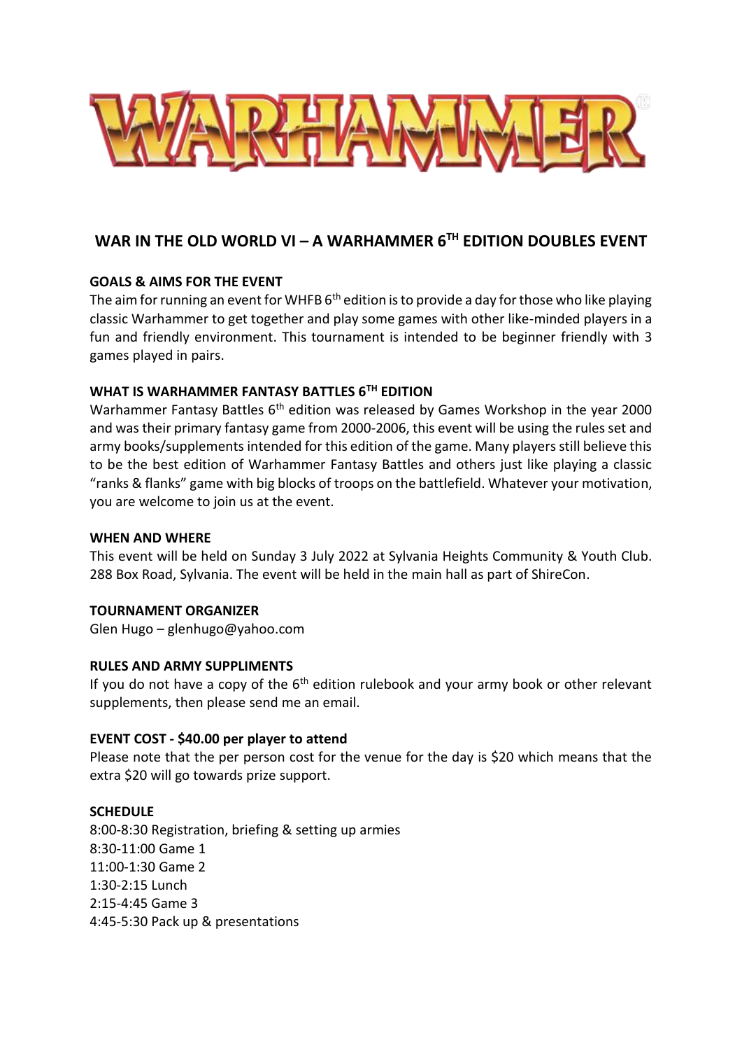# WAR IN THE OLD WORLD VI – A WARHAMMER 6TH EDITION DOUBLES EVENT

## GOALS & AIMS FOR THE EVENT

The aim for running an event for WHFB 6th edition is to provide a day for those who like playing classic Warhammer to get together and play some games with other like-minded players in a fun and friendly environment. This tournament is intended to be beginner friendly with 3 games played in pairs.

## WHAT IS WARHAMMER FANTASY BATTLES 6TH EDITION

Warhammer Fantasy Battles 6th edition was released by Games Workshop in the year 2000 and was their primary fantasy game from 2000-2006, this event will be using the rules set and army books/supplements intended for this edition of the game. Many players still believe this to be the best edition of Warhammer Fantasy Battles and others just like playing a classic "ranks & flanks" game with big blocks of troops on the battlefield. Whatever your motivation, you are welcome to join us at the event.

## WHEN AND WHERE

This event will be held on Sunday 3 July 2022 at Sylvania Heights Community & Youth Club. 288 Box Road, Sylvania. The event will be held in the main hall as part of ShireCon.

## TOURNAMENT ORGANIZER

Glen Hugo – glenhugo@yahoo.com

## RULES AND ARMY SUPPLIMENTS

If you do not have a copy of the 6th edition rulebook and your army book or other relevant supplements, then please send me an email.

## EVENT COST - $40.00 per player to attend

Please note that the per person cost for the venue for the day is $20 which means that the extra $20 will go towards prize support.

## SCHEDULE

8:00-8:30 Registration, briefing & setting up armies
8:30-11:00 Game 1
11:00-1:30 Game 2
1:30-2:15 Lunch
2:15-4:45 Game 3
4:45-5:30 Pack up & presentations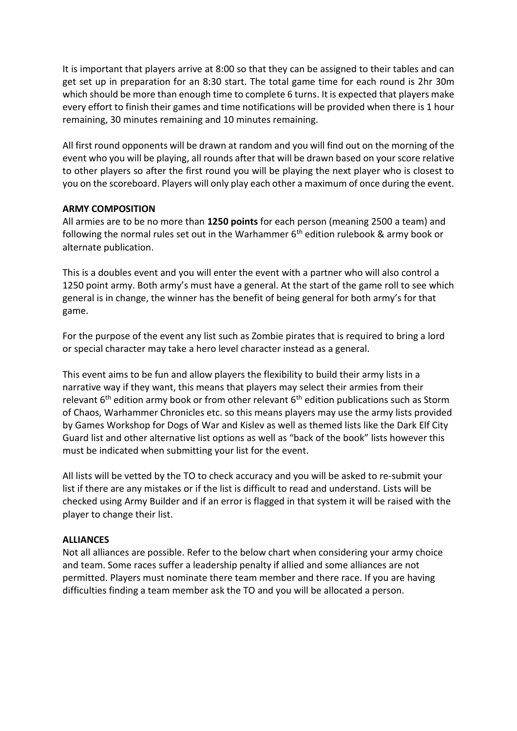It is important that players arrive at 8:00 so that they can be assigned to their tables and can get set up in preparation for an 8:30 start. The total game time for each round is 2hr 30m which should be more than enough time to complete 6 turns. It is expected that players make every effort to finish their games and time notifications will be provided when there is 1 hour remaining, 30 minutes remaining and 10 minutes remaining.

All first round opponents will be drawn at random and you will find out on the morning of the event who you will be playing, all rounds after that will be drawn based on your score relative to other players so after the first round you will be playing the next player who is closest to you on the scoreboard. Players will only play each other a maximum of once during the event.

**ARMY COMPOSITION**

All armies are to be no more than **1250 points** for each person (meaning 2500 a team) and following the normal rules set out in the Warhammer 6th edition rulebook & army book or alternate publication.

This is a doubles event and you will enter the event with a partner who will also control a 1250 point army. Both army's must have a general. At the start of the game roll to see which general is in change, the winner has the benefit of being general for both army's for that game.

For the purpose of the event any list such as Zombie pirates that is required to bring a lord or special character may take a hero level character instead as a general.

This event aims to be fun and allow players the flexibility to build their army lists in a narrative way if they want, this means that players may select their armies from their relevant 6th edition army book or from other relevant 6th edition publications such as Storm of Chaos, Warhammer Chronicles etc. so this means players may use the army lists provided by Games Workshop for Dogs of War and Kislev as well as themed lists like the Dark Elf City Guard list and other alternative list options as well as "back of the book" lists however this must be indicated when submitting your list for the event.

All lists will be vetted by the TO to check accuracy and you will be asked to re-submit your list if there are any mistakes or if the list is difficult to read and understand. Lists will be checked using Army Builder and if an error is flagged in that system it will be raised with the player to change their list.

**ALLIANCES**

Not all alliances are possible. Refer to the below chart when considering your army choice and team. Some races suffer a leadership penalty if allied and some alliances are not permitted. Players must nominate there team member and there race. If you are having difficulties finding a team member ask the TO and you will be allocated a person.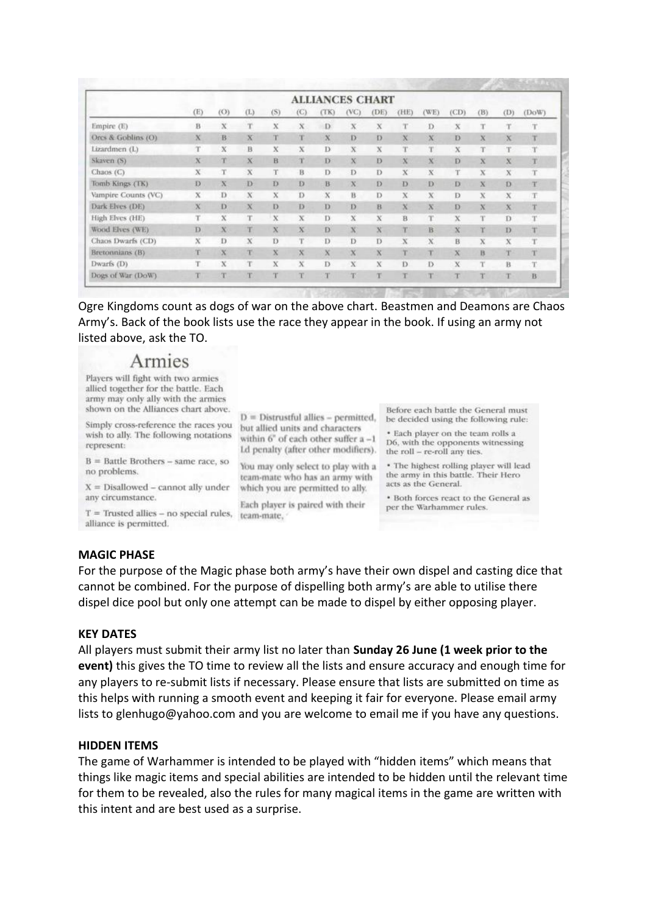| ALLIANCES CHART | (E) | (O) | (L) | (S) | (C) | (TK) | (VC) | (DE) | (HE) | (WE) | (CD) | (B) | (D) | (DoW) |
|---|---|---|---|---|---|---|---|---|---|---|---|---|---|---|
| Empire (E) | B | X | T | X | X | D | X | X | T | D | X | T | T | T |
| Orcs & Goblins (O) | X | B | X | T | T | X | D | D | X | X | D | X | X | T |
| Lizardmen (L) | T | X | B | X | X | D | X | X | T | T | X | T | T | T |
| Skaven (S) | X | T | X | B | T | D | X | D | X | X | D | X | X | T |
| Chaos (C) | X | T | X | T | B | D | D | D | X | X | T | X | X | T |
| Tomb Kings (TK) | D | X | D | D | D | B | X | D | D | D | D | X | D | T |
| Vampire Counts (VC) | X | D | X | X | D | X | B | D | X | X | D | X | X | T |
| Dark Elves (DE) | X | D | X | D | D | D | D | B | X | X | D | X | X | T |
| High Elves (HE) | T | X | T | X | X | D | X | X | B | T | X | T | D | T |
| Wood Elves (WE) | D | X | T | X | X | D | X | X | T | B | X | T | D | T |
| Chaos Dwarfs (CD) | X | D | X | D | T | D | D | D | X | X | B | X | X | T |
| Bretonnians (B) | T | X | T | X | X | X | X | X | T | T | X | B | T | T |
| Dwarfs (D) | T | X | T | X | X | D | X | X | D | D | X | T | B | T |
| Dogs of War (DoW) | T | T | T | T | T | T | T | T | T | T | T | T | T | B |

Ogre Kingdoms count as dogs of war on the above chart. Beastmen and Deamons are Chaos Army's. Back of the book lists use the race they appear in the book. If using an army not listed above, ask the TO.

# Armies

Players will fight with two armies allied together for the battle. Each army may only ally with the armies shown on the Alliances chart above.

Simply cross-reference the races you wish to ally. The following notations represent:

B = Battle Brothers – same race, so no problems.

X = Disallowed – cannot ally under any circumstance.

T = Trusted allies – no special rules, alliance is permitted.

D = Distrustful allies – permitted, but allied units and characters within 6" of each other suffer a -1 Ld penalty (after other modifiers).

You may only select to play with a team-mate who has an army with which you are permitted to ally.

Each player is paired with their team-mate.

Before each battle the General must be decided using the following rule:

- Each player on the team rolls a D6, with the opponents witnessing the roll – re-roll any ties.
- The highest rolling player will lead the army in this battle. Their Hero acts as the General.
- Both forces react to the General as per the Warhammer rules.

**MAGIC PHASE**

For the purpose of the Magic phase both army's have their own dispel and casting dice that cannot be combined. For the purpose of dispelling both army's are able to utilise there dispel dice pool but only one attempt can be made to dispel by either opposing player.

**KEY DATES**

All players must submit their army list no later than **Sunday 26 June (1 week prior to the event)** this gives the TO time to review all the lists and ensure accuracy and enough time for any players to re-submit lists if necessary. Please ensure that lists are submitted on time as this helps with running a smooth event and keeping it fair for everyone. Please email army lists to glenhugo@yahoo.com and you are welcome to email me if you have any questions.

**HIDDEN ITEMS**

The game of Warhammer is intended to be played with "hidden items" which means that things like magic items and special abilities are intended to be hidden until the relevant time for them to be revealed, also the rules for many magical items in the game are written with this intent and are best used as a surprise.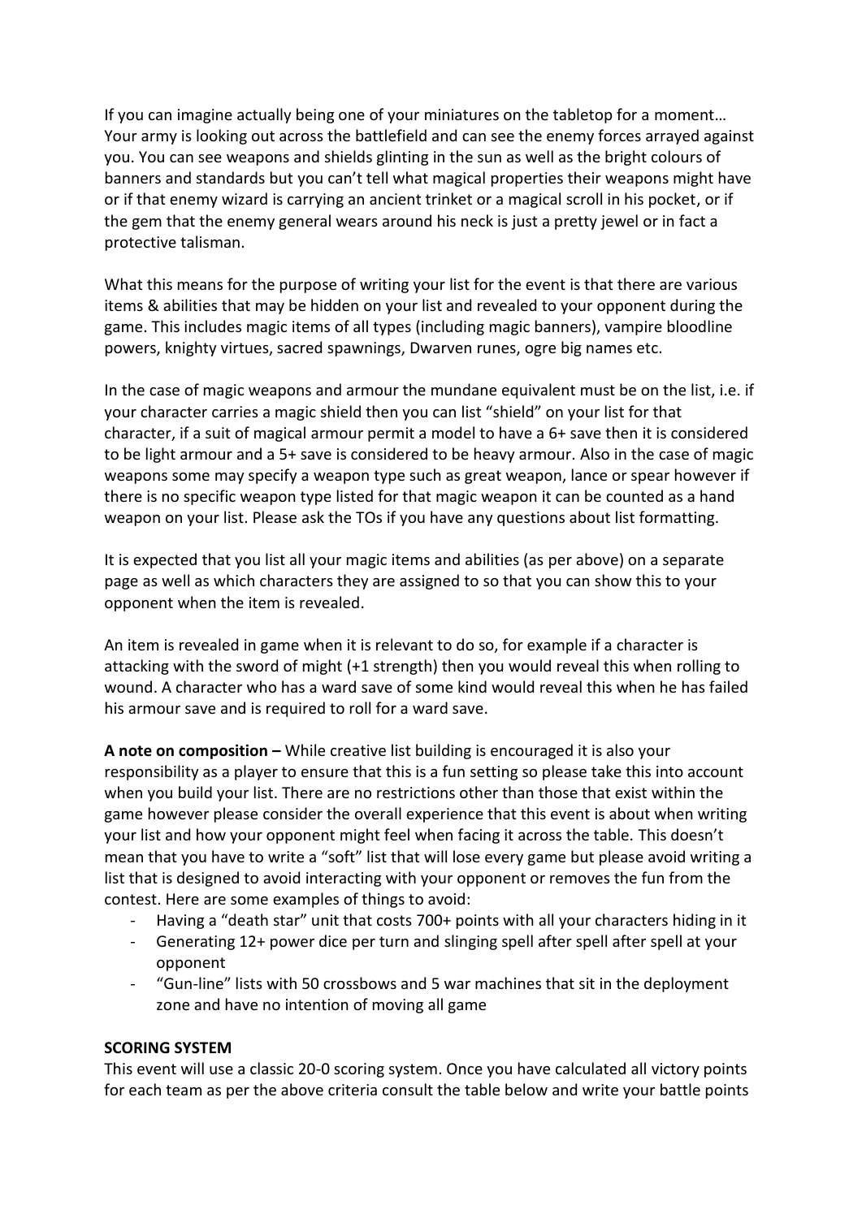If you can imagine actually being one of your miniatures on the tabletop for a moment… Your army is looking out across the battlefield and can see the enemy forces arrayed against you. You can see weapons and shields glinting in the sun as well as the bright colours of banners and standards but you can't tell what magical properties their weapons might have or if that enemy wizard is carrying an ancient trinket or a magical scroll in his pocket, or if the gem that the enemy general wears around his neck is just a pretty jewel or in fact a protective talisman.

What this means for the purpose of writing your list for the event is that there are various items & abilities that may be hidden on your list and revealed to your opponent during the game. This includes magic items of all types (including magic banners), vampire bloodline powers, knighty virtues, sacred spawnings, Dwarven runes, ogre big names etc.

In the case of magic weapons and armour the mundane equivalent must be on the list, i.e. if your character carries a magic shield then you can list "shield" on your list for that character, if a suit of magical armour permit a model to have a 6+ save then it is considered to be light armour and a 5+ save is considered to be heavy armour. Also in the case of magic weapons some may specify a weapon type such as great weapon, lance or spear however if there is no specific weapon type listed for that magic weapon it can be counted as a hand weapon on your list. Please ask the TOs if you have any questions about list formatting.

It is expected that you list all your magic items and abilities (as per above) on a separate page as well as which characters they are assigned to so that you can show this to your opponent when the item is revealed.

An item is revealed in game when it is relevant to do so, for example if a character is attacking with the sword of might (+1 strength) then you would reveal this when rolling to wound. A character who has a ward save of some kind would reveal this when he has failed his armour save and is required to roll for a ward save.

**A note on composition –** While creative list building is encouraged it is also your responsibility as a player to ensure that this is a fun setting so please take this into account when you build your list. There are no restrictions other than those that exist within the game however please consider the overall experience that this event is about when writing your list and how your opponent might feel when facing it across the table. This doesn't mean that you have to write a "soft" list that will lose every game but please avoid writing a list that is designed to avoid interacting with your opponent or removes the fun from the contest. Here are some examples of things to avoid:

- Having a "death star" unit that costs 700+ points with all your characters hiding in it
- Generating 12+ power dice per turn and slinging spell after spell after spell at your opponent
- "Gun-line" lists with 50 crossbows and 5 war machines that sit in the deployment zone and have no intention of moving all game

**SCORING SYSTEM**

This event will use a classic 20-0 scoring system. Once you have calculated all victory points for each team as per the above criteria consult the table below and write your battle points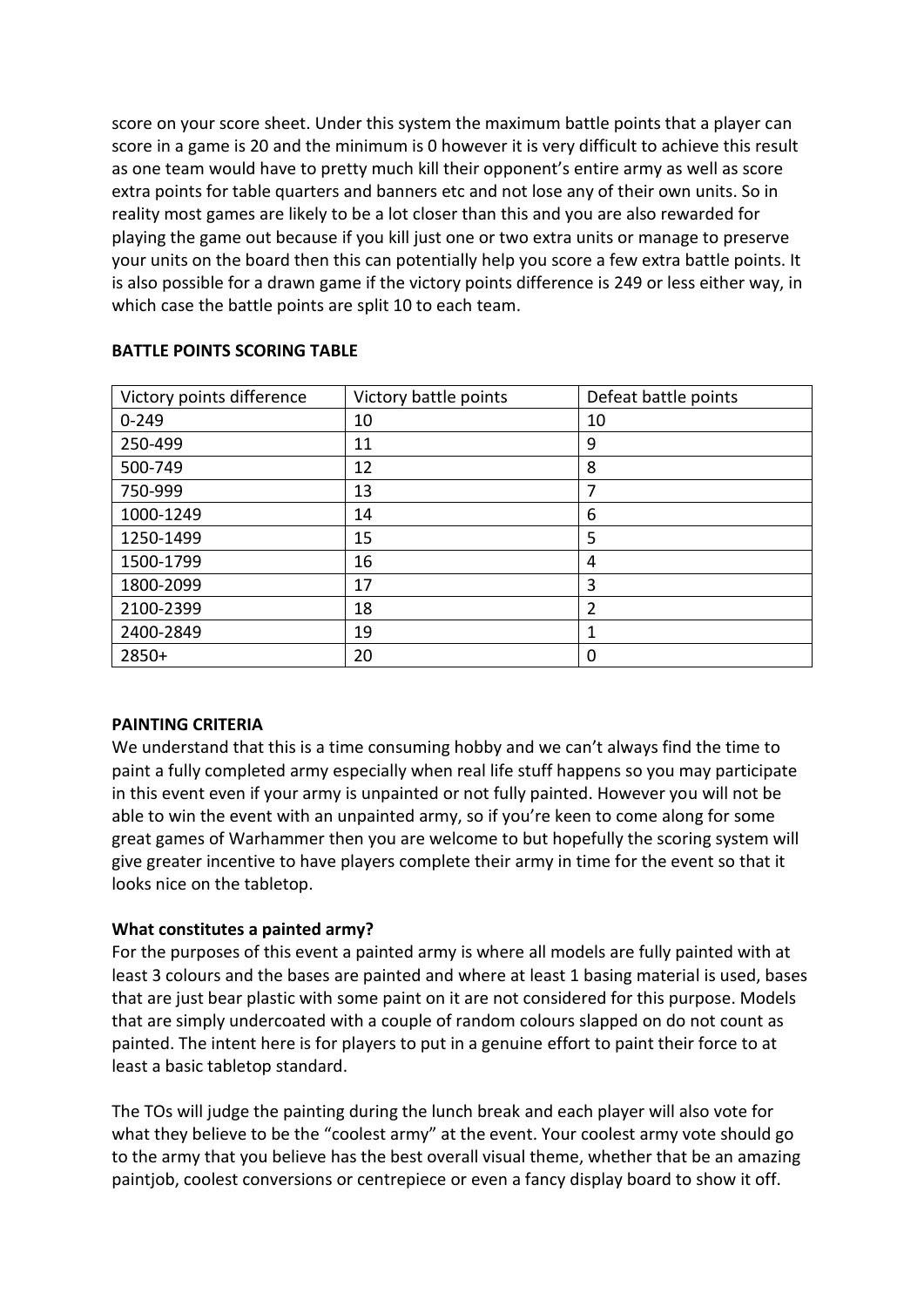score on your score sheet. Under this system the maximum battle points that a player can score in a game is 20 and the minimum is 0 however it is very difficult to achieve this result as one team would have to pretty much kill their opponent's entire army as well as score extra points for table quarters and banners etc and not lose any of their own units. So in reality most games are likely to be a lot closer than this and you are also rewarded for playing the game out because if you kill just one or two extra units or manage to preserve your units on the board then this can potentially help you score a few extra battle points. It is also possible for a drawn game if the victory points difference is 249 or less either way, in which case the battle points are split 10 to each team.

**BATTLE POINTS SCORING TABLE**

| Victory points difference | Victory battle points | Defeat battle points |
|---|---|---|
| 0-249 | 10 | 10 |
| 250-499 | 11 | 9 |
| 500-749 | 12 | 8 |
| 750-999 | 13 | 7 |
| 1000-1249 | 14 | 6 |
| 1250-1499 | 15 | 5 |
| 1500-1799 | 16 | 4 |
| 1800-2099 | 17 | 3 |
| 2100-2399 | 18 | 2 |
| 2400-2849 | 19 | 1 |
| 2850+ | 20 | 0 |

**PAINTING CRITERIA**

We understand that this is a time consuming hobby and we can't always find the time to paint a fully completed army especially when real life stuff happens so you may participate in this event even if your army is unpainted or not fully painted. However you will not be able to win the event with an unpainted army, so if you're keen to come along for some great games of Warhammer then you are welcome to but hopefully the scoring system will give greater incentive to have players complete their army in time for the event so that it looks nice on the tabletop.

**What constitutes a painted army?**

For the purposes of this event a painted army is where all models are fully painted with at least 3 colours and the bases are painted and where at least 1 basing material is used, bases that are just bear plastic with some paint on it are not considered for this purpose. Models that are simply undercoated with a couple of random colours slapped on do not count as painted. The intent here is for players to put in a genuine effort to paint their force to at least a basic tabletop standard.

The TOs will judge the painting during the lunch break and each player will also vote for what they believe to be the "coolest army" at the event. Your coolest army vote should go to the army that you believe has the best overall visual theme, whether that be an amazing paintjob, coolest conversions or centrepiece or even a fancy display board to show it off.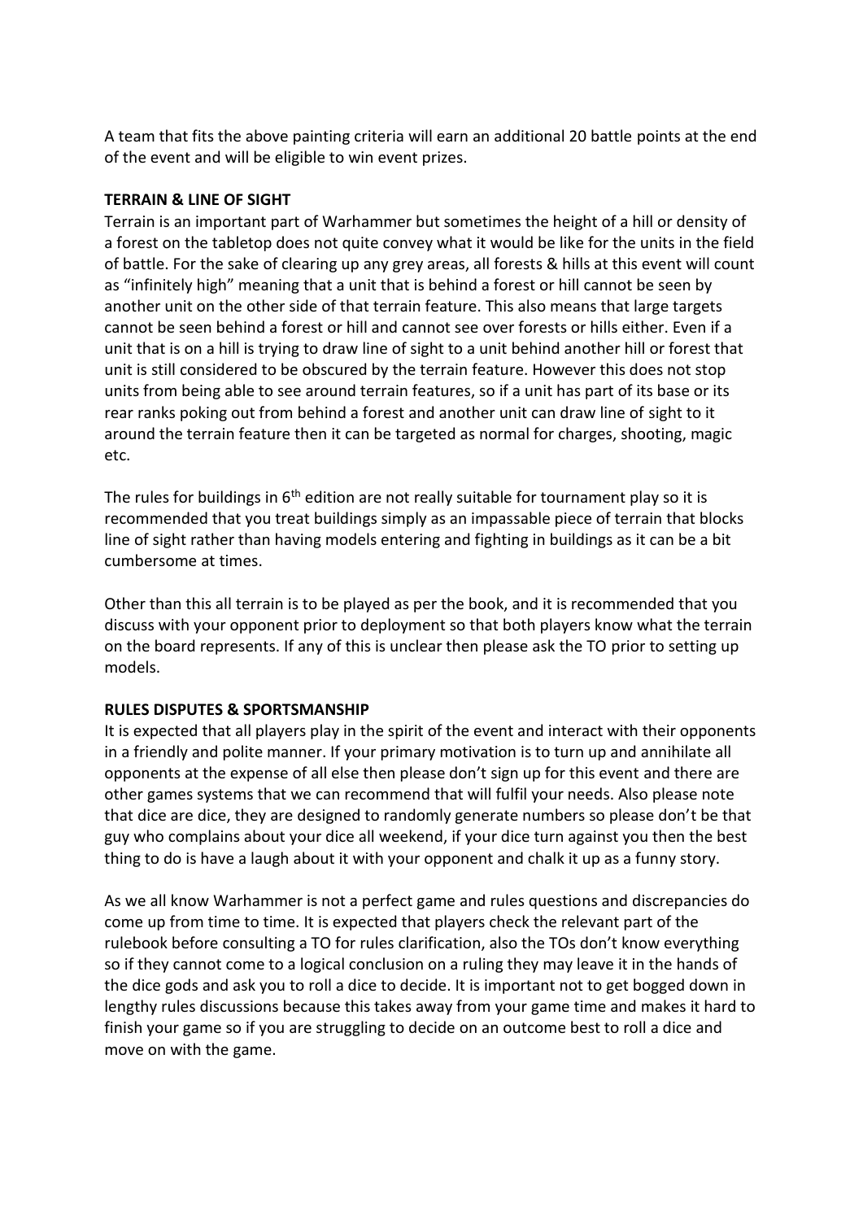A team that fits the above painting criteria will earn an additional 20 battle points at the end of the event and will be eligible to win event prizes.

**TERRAIN & LINE OF SIGHT**

Terrain is an important part of Warhammer but sometimes the height of a hill or density of a forest on the tabletop does not quite convey what it would be like for the units in the field of battle. For the sake of clearing up any grey areas, all forests & hills at this event will count as "infinitely high" meaning that a unit that is behind a forest or hill cannot be seen by another unit on the other side of that terrain feature. This also means that large targets cannot be seen behind a forest or hill and cannot see over forests or hills either. Even if a unit that is on a hill is trying to draw line of sight to a unit behind another hill or forest that unit is still considered to be obscured by the terrain feature. However this does not stop units from being able to see around terrain features, so if a unit has part of its base or its rear ranks poking out from behind a forest and another unit can draw line of sight to it around the terrain feature then it can be targeted as normal for charges, shooting, magic etc.

The rules for buildings in 6th edition are not really suitable for tournament play so it is recommended that you treat buildings simply as an impassable piece of terrain that blocks line of sight rather than having models entering and fighting in buildings as it can be a bit cumbersome at times.

Other than this all terrain is to be played as per the book, and it is recommended that you discuss with your opponent prior to deployment so that both players know what the terrain on the board represents. If any of this is unclear then please ask the TO prior to setting up models.

**RULES DISPUTES & SPORTSMANSHIP**

It is expected that all players play in the spirit of the event and interact with their opponents in a friendly and polite manner. If your primary motivation is to turn up and annihilate all opponents at the expense of all else then please don't sign up for this event and there are other games systems that we can recommend that will fulfil your needs. Also please note that dice are dice, they are designed to randomly generate numbers so please don't be that guy who complains about your dice all weekend, if your dice turn against you then the best thing to do is have a laugh about it with your opponent and chalk it up as a funny story.

As we all know Warhammer is not a perfect game and rules questions and discrepancies do come up from time to time. It is expected that players check the relevant part of the rulebook before consulting a TO for rules clarification, also the TOs don't know everything so if they cannot come to a logical conclusion on a ruling they may leave it in the hands of the dice gods and ask you to roll a dice to decide. It is important not to get bogged down in lengthy rules discussions because this takes away from your game time and makes it hard to finish your game so if you are struggling to decide on an outcome best to roll a dice and move on with the game.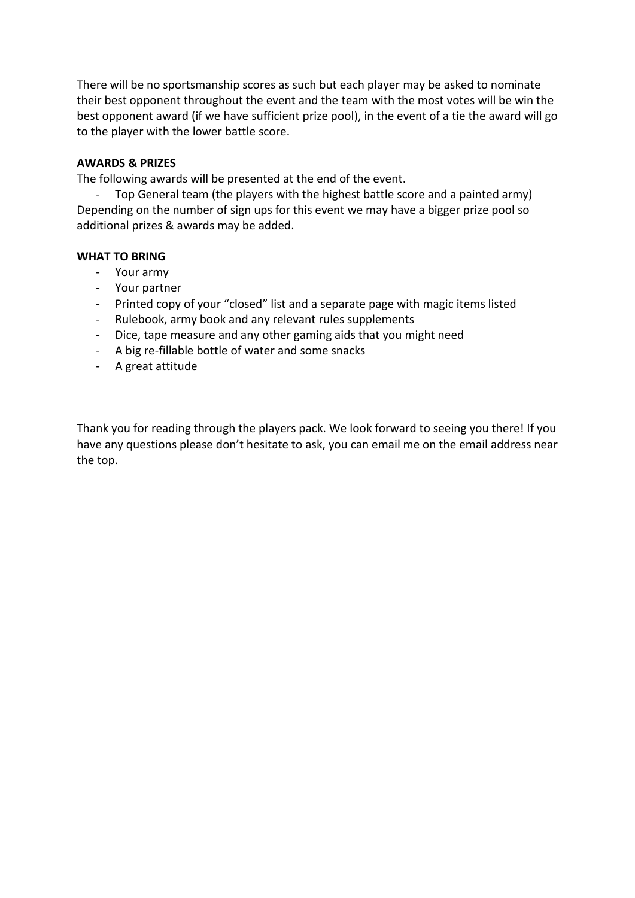There will be no sportsmanship scores as such but each player may be asked to nominate their best opponent throughout the event and the team with the most votes will be win the best opponent award (if we have sufficient prize pool), in the event of a tie the award will go to the player with the lower battle score.

**AWARDS & PRIZES**

The following awards will be presented at the end of the event.

- Top General team (the players with the highest battle score and a painted army)

Depending on the number of sign ups for this event we may have a bigger prize pool so additional prizes & awards may be added.

**WHAT TO BRING**

- Your army
- Your partner
- Printed copy of your "closed" list and a separate page with magic items listed
- Rulebook, army book and any relevant rules supplements
- Dice, tape measure and any other gaming aids that you might need
- A big re-fillable bottle of water and some snacks
- A great attitude

Thank you for reading through the players pack. We look forward to seeing you there! If you have any questions please don't hesitate to ask, you can email me on the email address near the top.